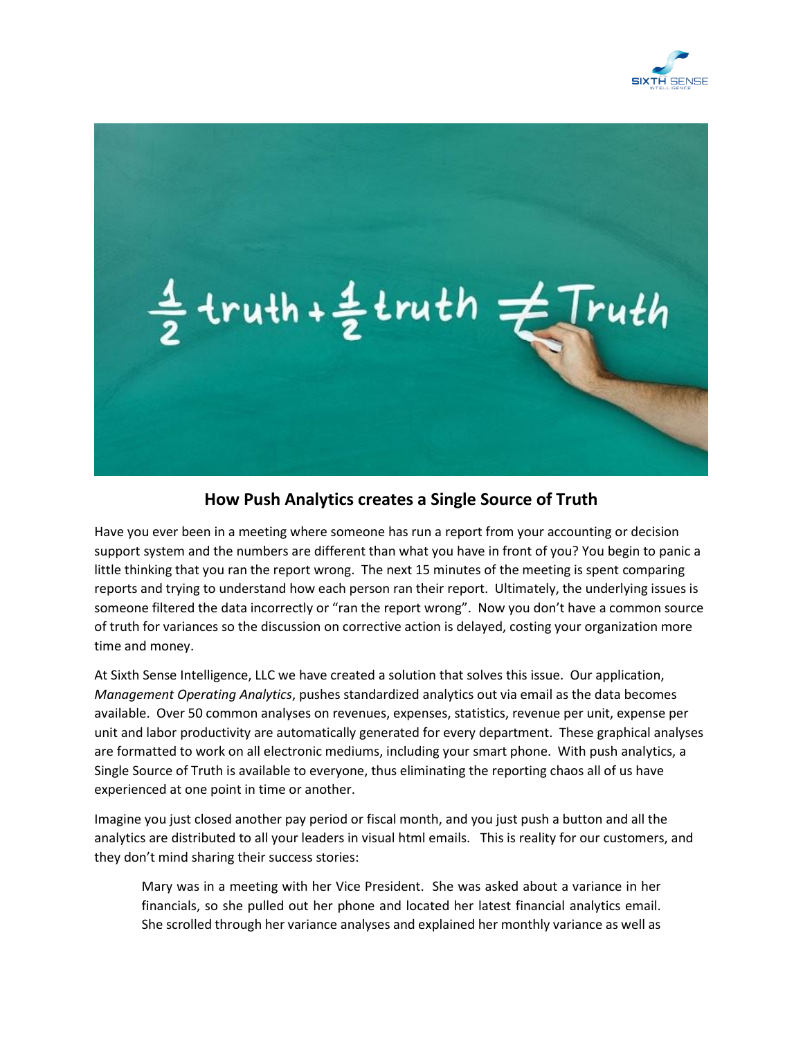## How Push Analytics creates a Single Source of Truth

Have you ever been in a meeting where someone has run a report from your accounting or decision support system and the numbers are different than what you have in front of you? You begin to panic a little thinking that you ran the report wrong. The next 15 minutes of the meeting is spent comparing reports and trying to understand how each person ran their report. Ultimately, the underlying issues is someone filtered the data incorrectly or "ran the report wrong". Now you don't have a common source of truth for variances so the discussion on corrective action is delayed, costing your organization more time and money.

At Sixth Sense Intelligence, LLC we have created a solution that solves this issue. Our application, *Management Operating Analytics*, pushes standardized analytics out via email as the data becomes available. Over 50 common analyses on revenues, expenses, statistics, revenue per unit, expense per unit and labor productivity are automatically generated for every department. These graphical analyses are formatted to work on all electronic mediums, including your smart phone. With push analytics, a Single Source of Truth is available to everyone, thus eliminating the reporting chaos all of us have experienced at one point in time or another.

Imagine you just closed another pay period or fiscal month, and you just push a button and all the analytics are distributed to all your leaders in visual html emails. This is reality for our customers, and they don't mind sharing their success stories:

> Mary was in a meeting with her Vice President. She was asked about a variance in her financials, so she pulled out her phone and located her latest financial analytics email. She scrolled through her variance analyses and explained her monthly variance as well as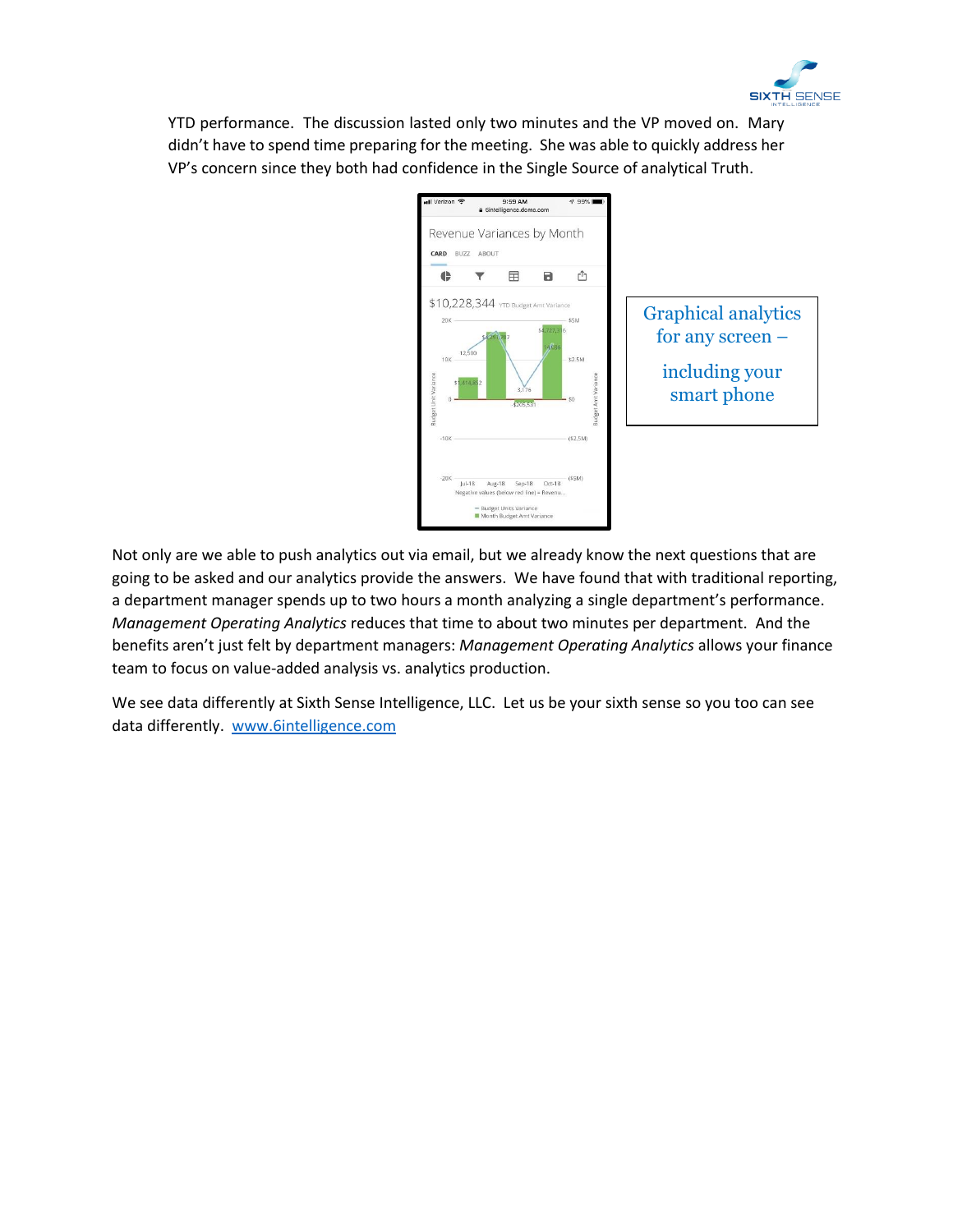YTD performance. The discussion lasted only two minutes and the VP moved on. Mary didn't have to spend time preparing for the meeting. She was able to quickly address her VP's concern since they both had confidence in the Single Source of analytical Truth.

Revenue Variances by Month

CARD BUZZ ABOUT

$10,228,344 YTD Budget Amt Variance

20K
10K
0
-10K
-20K

$5M
$2.5M
$0
($2.5M)
($5M)

Budget Unit Variance

Budget Amt Variance

12,500
$4,291,007
$4,722,216
$1,814,652
3,176
$205,531

Jul-18 Aug-18 Sep-18 Oct-18

Negative values (below red line) = Revenu...

Budget Units Variance
Month Budget Amt Variance

Graphical analytics for any screen –

including your smart phone

Not only are we able to push analytics out via email, but we already know the next questions that are going to be asked and our analytics provide the answers. We have found that with traditional reporting, a department manager spends up to two hours a month analyzing a single department's performance. *Management Operating Analytics* reduces that time to about two minutes per department. And the benefits aren't just felt by department managers: *Management Operating Analytics* allows your finance team to focus on value-added analysis vs. analytics production.

We see data differently at Sixth Sense Intelligence, LLC. Let us be your sixth sense so you too can see data differently. [www.6intelligence.com](http://www.6intelligence.com)